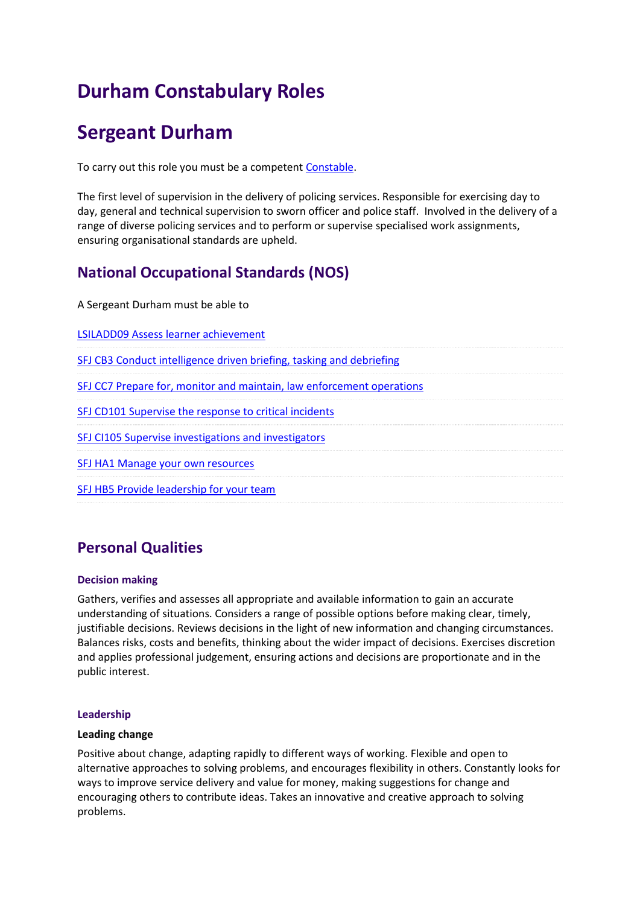# Durham Constabulary Roles

# Sergeant Durham

To carry out this role you must be a competent [Constable](#).

The first level of supervision in the delivery of policing services. Responsible for exercising day to day, general and technical supervision to sworn officer and police staff. Involved in the delivery of a range of diverse policing services and to perform or supervise specialised work assignments, ensuring organisational standards are upheld.

## National Occupational Standards (NOS)

A Sergeant Durham must be able to

- LSILADD09 Assess learner achievement
- SFJ CB3 Conduct intelligence driven briefing, tasking and debriefing
- SFJ CC7 Prepare for, monitor and maintain, law enforcement operations
- SFJ CD101 Supervise the response to critical incidents
- SFJ CI105 Supervise investigations and investigators
- SFJ HA1 Manage your own resources
- SFJ HB5 Provide leadership for your team

## Personal Qualities

### Decision making

Gathers, verifies and assesses all appropriate and available information to gain an accurate understanding of situations. Considers a range of possible options before making clear, timely, justifiable decisions. Reviews decisions in the light of new information and changing circumstances. Balances risks, costs and benefits, thinking about the wider impact of decisions. Exercises discretion and applies professional judgement, ensuring actions and decisions are proportionate and in the public interest.

### Leadership

**Leading change**

Positive about change, adapting rapidly to different ways of working. Flexible and open to alternative approaches to solving problems, and encourages flexibility in others. Constantly looks for ways to improve service delivery and value for money, making suggestions for change and encouraging others to contribute ideas. Takes an innovative and creative approach to solving problems.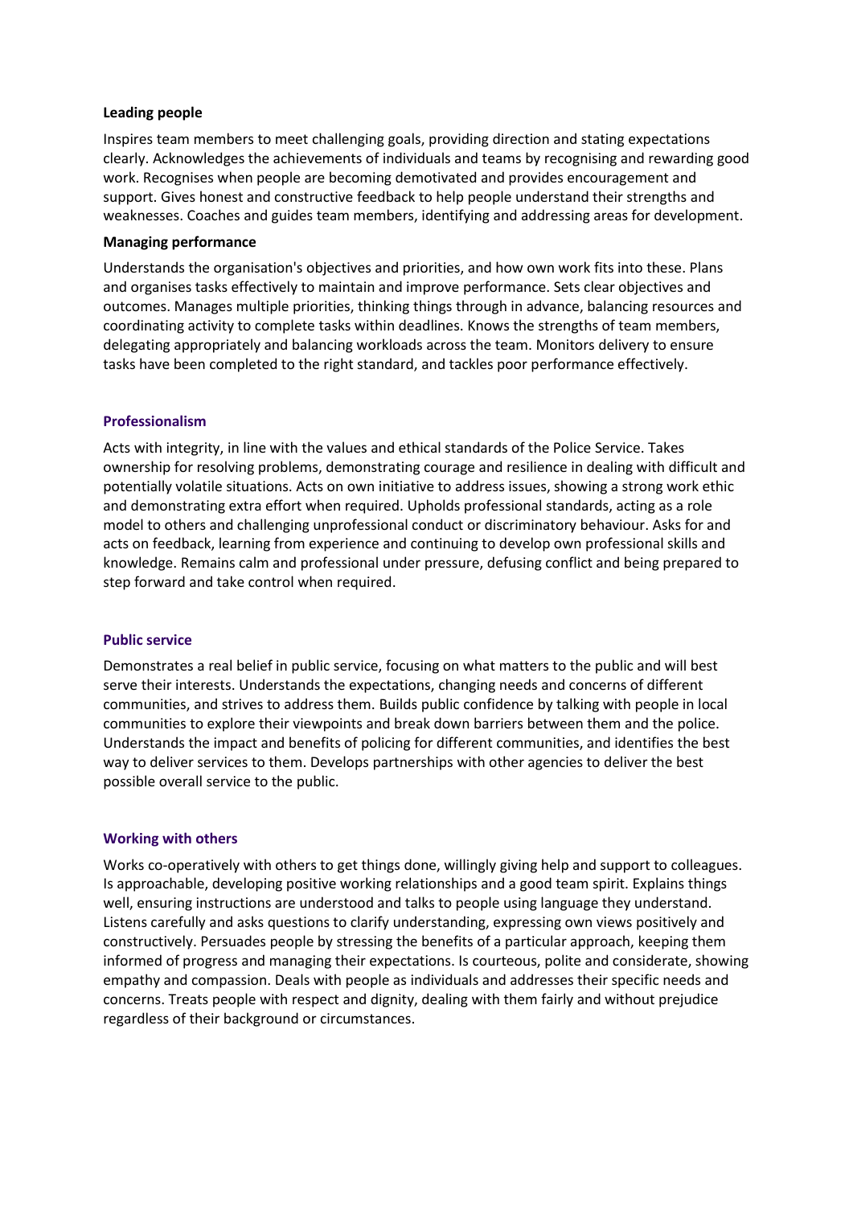**Leading people**

Inspires team members to meet challenging goals, providing direction and stating expectations clearly. Acknowledges the achievements of individuals and teams by recognising and rewarding good work. Recognises when people are becoming demotivated and provides encouragement and support. Gives honest and constructive feedback to help people understand their strengths and weaknesses. Coaches and guides team members, identifying and addressing areas for development.

**Managing performance**

Understands the organisation's objectives and priorities, and how own work fits into these. Plans and organises tasks effectively to maintain and improve performance. Sets clear objectives and outcomes. Manages multiple priorities, thinking things through in advance, balancing resources and coordinating activity to complete tasks within deadlines. Knows the strengths of team members, delegating appropriately and balancing workloads across the team. Monitors delivery to ensure tasks have been completed to the right standard, and tackles poor performance effectively.

**Professionalism**

Acts with integrity, in line with the values and ethical standards of the Police Service. Takes ownership for resolving problems, demonstrating courage and resilience in dealing with difficult and potentially volatile situations. Acts on own initiative to address issues, showing a strong work ethic and demonstrating extra effort when required. Upholds professional standards, acting as a role model to others and challenging unprofessional conduct or discriminatory behaviour. Asks for and acts on feedback, learning from experience and continuing to develop own professional skills and knowledge. Remains calm and professional under pressure, defusing conflict and being prepared to step forward and take control when required.

**Public service**

Demonstrates a real belief in public service, focusing on what matters to the public and will best serve their interests. Understands the expectations, changing needs and concerns of different communities, and strives to address them. Builds public confidence by talking with people in local communities to explore their viewpoints and break down barriers between them and the police. Understands the impact and benefits of policing for different communities, and identifies the best way to deliver services to them. Develops partnerships with other agencies to deliver the best possible overall service to the public.

**Working with others**

Works co-operatively with others to get things done, willingly giving help and support to colleagues. Is approachable, developing positive working relationships and a good team spirit. Explains things well, ensuring instructions are understood and talks to people using language they understand. Listens carefully and asks questions to clarify understanding, expressing own views positively and constructively. Persuades people by stressing the benefits of a particular approach, keeping them informed of progress and managing their expectations. Is courteous, polite and considerate, showing empathy and compassion. Deals with people as individuals and addresses their specific needs and concerns. Treats people with respect and dignity, dealing with them fairly and without prejudice regardless of their background or circumstances.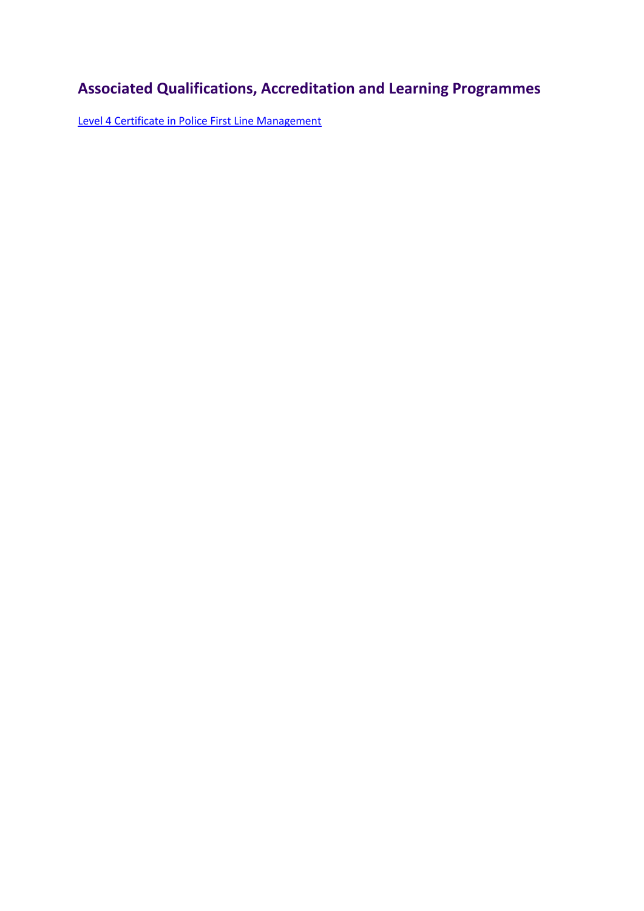## Associated Qualifications, Accreditation and Learning Programmes

Level 4 Certificate in Police First Line Management